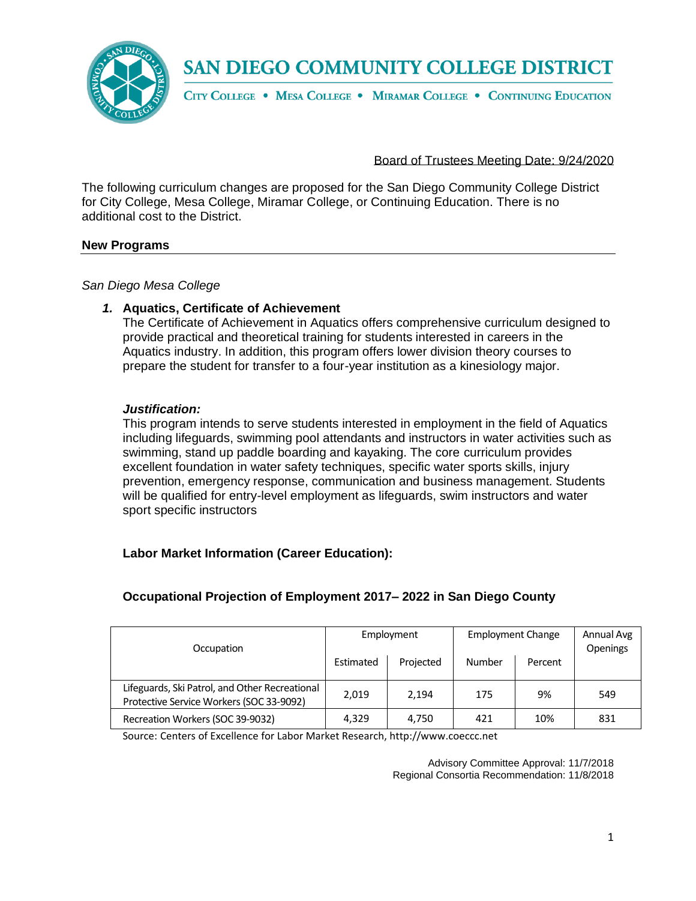# SAN DIEGO COMMUNITY COLLEGE DISTRICT

CITY COLLEGE • MESA COLLEGE • MIRAMAR COLLEGE • CONTINUING EDUCATION

Board of Trustees Meeting Date: 9/24/2020

The following curriculum changes are proposed for the San Diego Community College District for City College, Mesa College, Miramar College, or Continuing Education. There is no additional cost to the District.

## New Programs

*San Diego Mesa College*

***1.*** **Aquatics, Certificate of Achievement**

The Certificate of Achievement in Aquatics offers comprehensive curriculum designed to provide practical and theoretical training for students interested in careers in the Aquatics industry. In addition, this program offers lower division theory courses to prepare the student for transfer to a four-year institution as a kinesiology major.

***Justification:***

This program intends to serve students interested in employment in the field of Aquatics including lifeguards, swimming pool attendants and instructors in water activities such as swimming, stand up paddle boarding and kayaking. The core curriculum provides excellent foundation in water safety techniques, specific water sports skills, injury prevention, emergency response, communication and business management. Students will be qualified for entry-level employment as lifeguards, swim instructors and water sport specific instructors

**Labor Market Information (Career Education):**

**Occupational Projection of Employment 2017– 2022 in San Diego County**

| Occupation | Employment | | Employment Change | | Annual Avg Openings |
|---|---|---|---|---|---|
| | Estimated | Projected | Number | Percent | |
| Lifeguards, Ski Patrol, and Other Recreational Protective Service Workers (SOC 33-9092) | 2,019 | 2,194 | 175 | 9% | 549 |
| Recreation Workers (SOC 39-9032) | 4,329 | 4,750 | 421 | 10% | 831 |

Source: Centers of Excellence for Labor Market Research, http://www.coeccc.net

Advisory Committee Approval: 11/7/2018
Regional Consortia Recommendation: 11/8/2018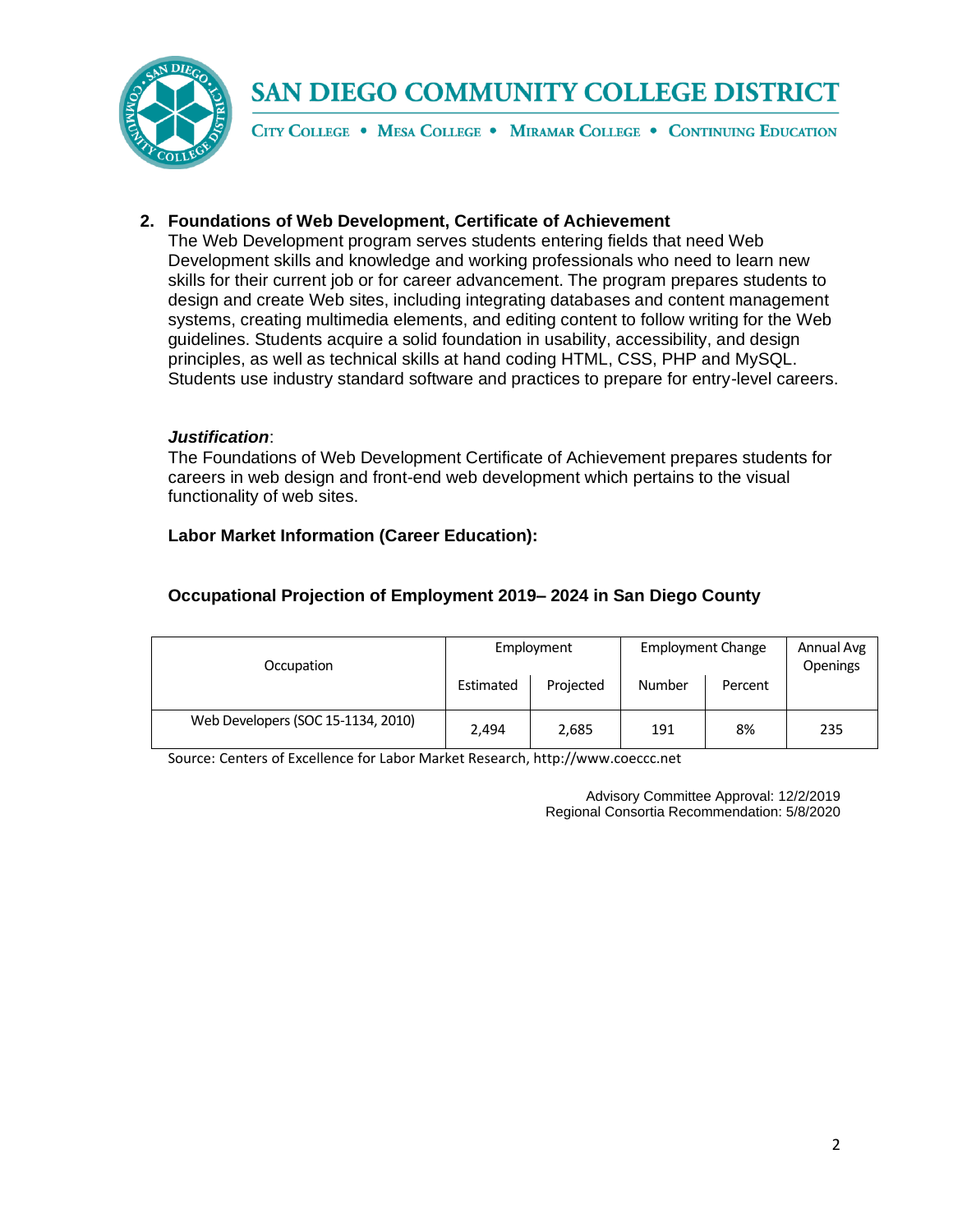2. **Foundations of Web Development, Certificate of Achievement**

   The Web Development program serves students entering fields that need Web Development skills and knowledge and working professionals who need to learn new skills for their current job or for career advancement. The program prepares students to design and create Web sites, including integrating databases and content management systems, creating multimedia elements, and editing content to follow writing for the Web guidelines. Students acquire a solid foundation in usability, accessibility, and design principles, as well as technical skills at hand coding HTML, CSS, PHP and MySQL. Students use industry standard software and practices to prepare for entry-level careers.

   ***Justification***:

   The Foundations of Web Development Certificate of Achievement prepares students for careers in web design and front-end web development which pertains to the visual functionality of web sites.

   **Labor Market Information (Career Education):**

   **Occupational Projection of Employment 2019– 2024 in San Diego County**

| Occupation | Employment | | Employment Change | | Annual Avg Openings |
|---|---|---|---|---|---|
| | Estimated | Projected | Number | Percent | |
| Web Developers (SOC 15-1134, 2010) | 2,494 | 2,685 | 191 | 8% | 235 |

Source: Centers of Excellence for Labor Market Research, http://www.coeccc.net

Advisory Committee Approval: 12/2/2019
Regional Consortia Recommendation: 5/8/2020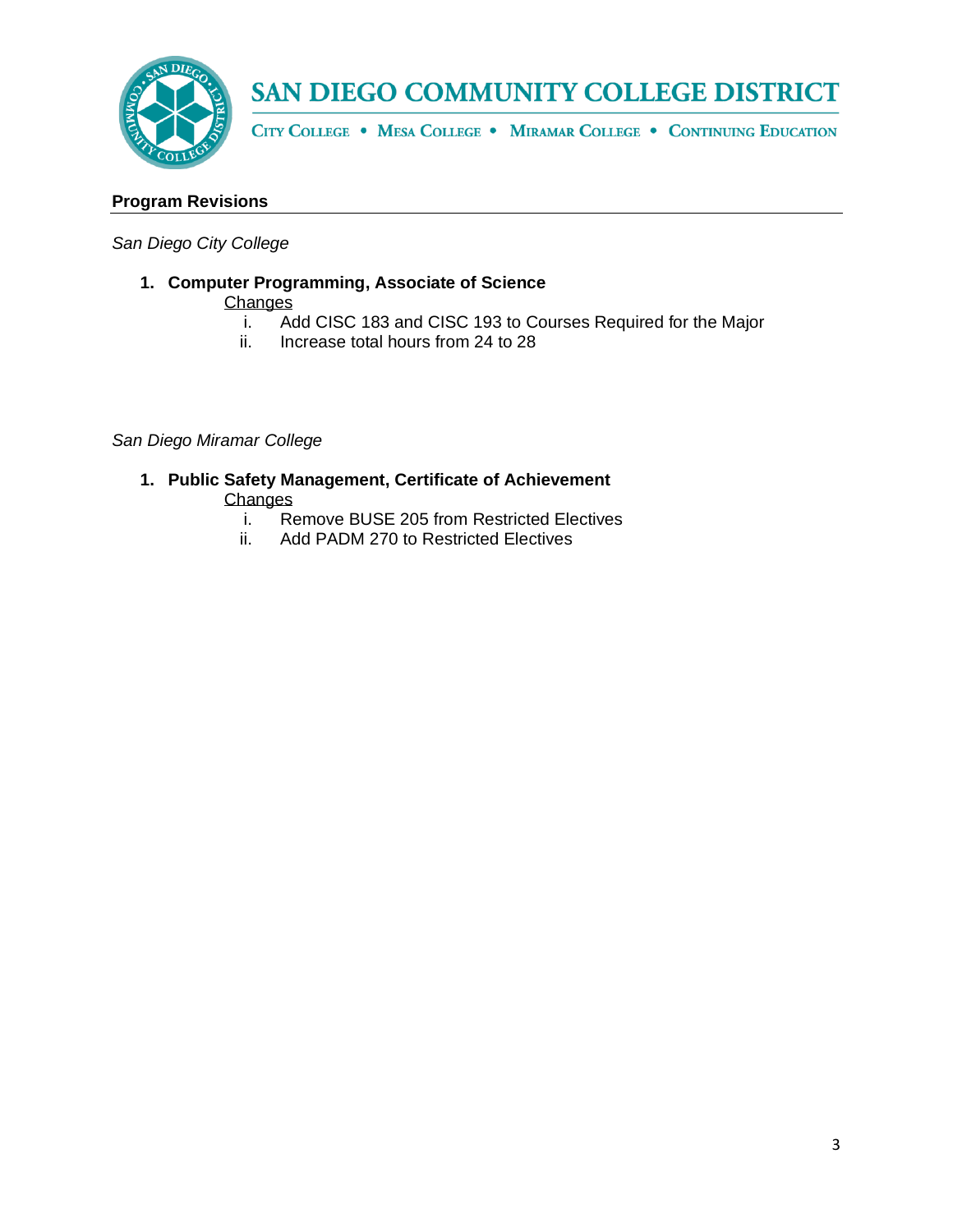## Program Revisions

*San Diego City College*

1. **Computer Programming, Associate of Science**

   Changes

   i. Add CISC 183 and CISC 193 to Courses Required for the Major
   ii. Increase total hours from 24 to 28

*San Diego Miramar College*

1. **Public Safety Management, Certificate of Achievement**

   Changes

   i. Remove BUSE 205 from Restricted Electives
   ii. Add PADM 270 to Restricted Electives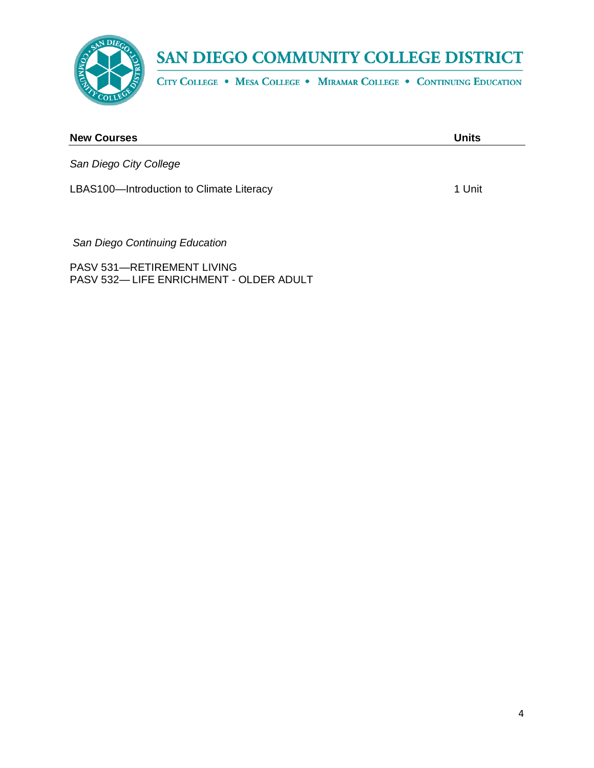| New Courses | Units |
| --- | --- |
| *San Diego City College* | |
| LBAS100—Introduction to Climate Literacy | 1 Unit |
| | |
| *San Diego Continuing Education* | |
| PASV 531—RETIREMENT LIVING | |
| PASV 532— LIFE ENRICHMENT - OLDER ADULT | |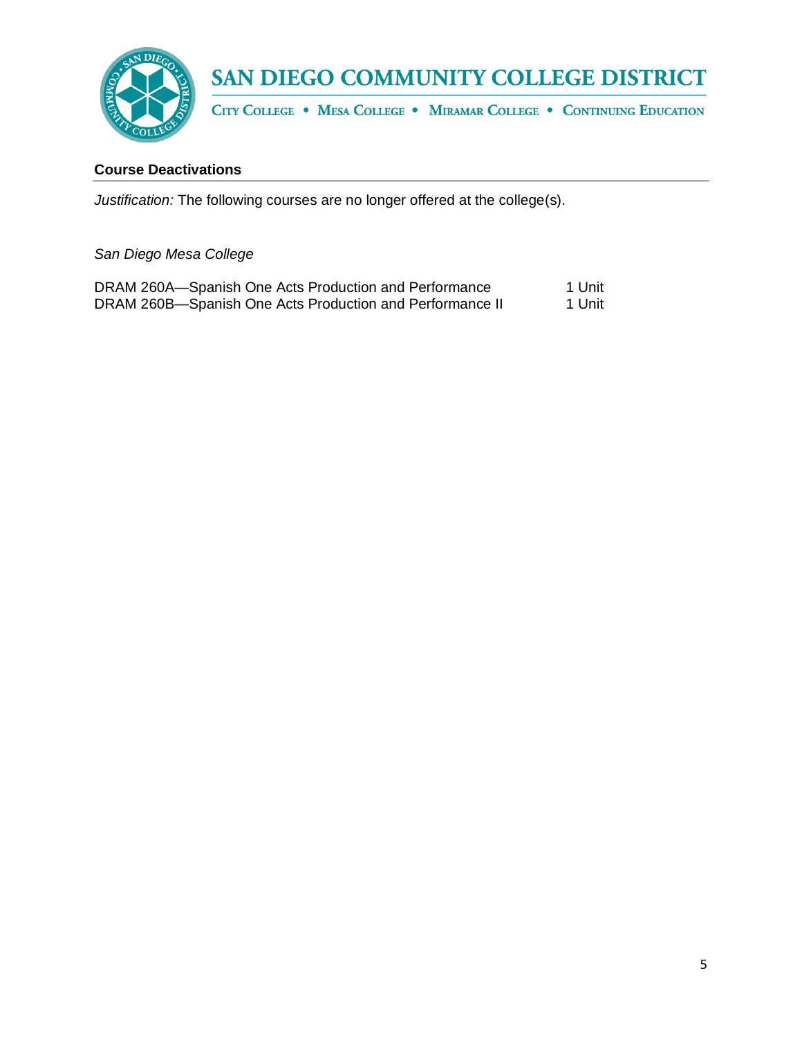## Course Deactivations

*Justification:* The following courses are no longer offered at the college(s).

*San Diego Mesa College*

| | |
|---|---|
| DRAM 260A—Spanish One Acts Production and Performance | 1 Unit |
| DRAM 260B—Spanish One Acts Production and Performance II | 1 Unit |